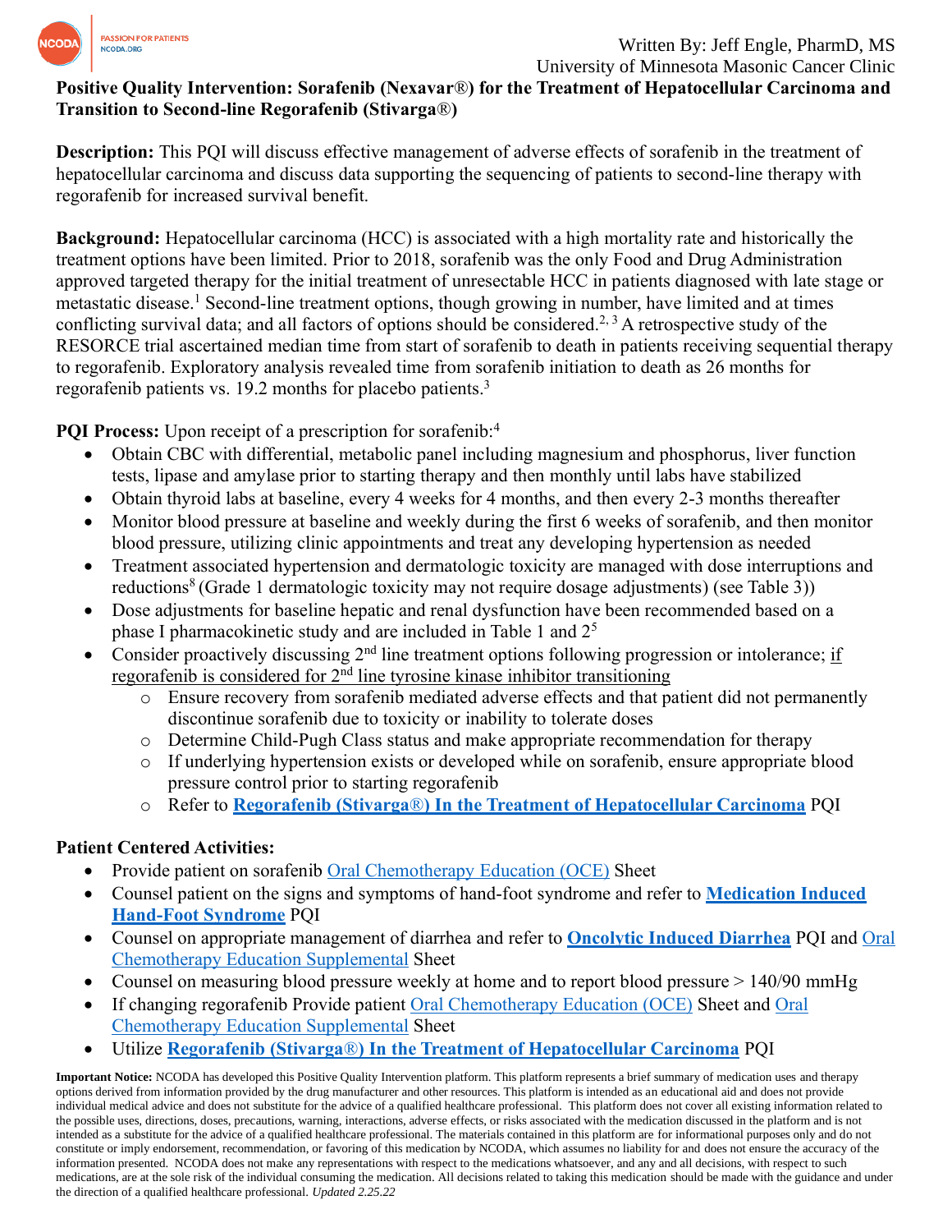Written By: Jeff Engle, PharmD, MS
University of Minnesota Masonic Cancer Clinic

# Positive Quality Intervention: Sorafenib (Nexavar®) for the Treatment of Hepatocellular Carcinoma and Transition to Second-line Regorafenib (Stivarga®)

**Description:** This PQI will discuss effective management of adverse effects of sorafenib in the treatment of hepatocellular carcinoma and discuss data supporting the sequencing of patients to second-line therapy with regorafenib for increased survival benefit.

**Background:** Hepatocellular carcinoma (HCC) is associated with a high mortality rate and historically the treatment options have been limited. Prior to 2018, sorafenib was the only Food and Drug Administration approved targeted therapy for the initial treatment of unresectable HCC in patients diagnosed with late stage or metastatic disease.[1] Second-line treatment options, though growing in number, have limited and at times conflicting survival data; and all factors of options should be considered.[2, 3] A retrospective study of the RESORCE trial ascertained median time from start of sorafenib to death in patients receiving sequential therapy to regorafenib. Exploratory analysis revealed time from sorafenib initiation to death as 26 months for regorafenib patients vs. 19.2 months for placebo patients.[3]

**PQI Process:** Upon receipt of a prescription for sorafenib:[4]

- Obtain CBC with differential, metabolic panel including magnesium and phosphorus, liver function tests, lipase and amylase prior to starting therapy and then monthly until labs have stabilized
- Obtain thyroid labs at baseline, every 4 weeks for 4 months, and then every 2-3 months thereafter
- Monitor blood pressure at baseline and weekly during the first 6 weeks of sorafenib, and then monitor blood pressure, utilizing clinic appointments and treat any developing hypertension as needed
- Treatment associated hypertension and dermatologic toxicity are managed with dose interruptions and reductions[8] (Grade 1 dermatologic toxicity may not require dosage adjustments) (see Table 3))
- Dose adjustments for baseline hepatic and renal dysfunction have been recommended based on a phase I pharmacokinetic study and are included in Table 1 and 2[5]
- Consider proactively discussing 2nd line treatment options following progression or intolerance; <u>if regorafenib is considered for 2nd line tyrosine kinase inhibitor transitioning</u>
  - Ensure recovery from sorafenib mediated adverse effects and that patient did not permanently discontinue sorafenib due to toxicity or inability to tolerate doses
  - Determine Child-Pugh Class status and make appropriate recommendation for therapy
  - If underlying hypertension exists or developed while on sorafenib, ensure appropriate blood pressure control prior to starting regorafenib
  - Refer to **Regorafenib (Stivarga®) In the Treatment of Hepatocellular Carcinoma** PQI

**Patient Centered Activities:**

- Provide patient on sorafenib Oral Chemotherapy Education (OCE) Sheet
- Counsel patient on the signs and symptoms of hand-foot syndrome and refer to **Medication Induced Hand-Foot Syndrome** PQI
- Counsel on appropriate management of diarrhea and refer to **Oncolytic Induced Diarrhea** PQI and Oral Chemotherapy Education Supplemental Sheet
- Counsel on measuring blood pressure weekly at home and to report blood pressure > 140/90 mmHg
- If changing regorafenib Provide patient Oral Chemotherapy Education (OCE) Sheet and Oral Chemotherapy Education Supplemental Sheet
- Utilize **Regorafenib (Stivarga®) In the Treatment of Hepatocellular Carcinoma** PQI

**Important Notice:** NCODA has developed this Positive Quality Intervention platform. This platform represents a brief summary of medication uses and therapy options derived from information provided by the drug manufacturer and other resources. This platform is intended as an educational aid and does not provide individual medical advice and does not substitute for the advice of a qualified healthcare professional. This platform does not cover all existing information related to the possible uses, directions, doses, precautions, warning, interactions, adverse effects, or risks associated with the medication discussed in the platform and is not intended as a substitute for the advice of a qualified healthcare professional. The materials contained in this platform are for informational purposes only and do not constitute or imply endorsement, recommendation, or favoring of this medication by NCODA, which assumes no liability for and does not ensure the accuracy of the information presented. NCODA does not make any representations with respect to the medications whatsoever, and any and all decisions, with respect to such medications, are at the sole risk of the individual consuming the medication. All decisions related to taking this medication should be made with the guidance and under the direction of a qualified healthcare professional. *Updated 2.25.22*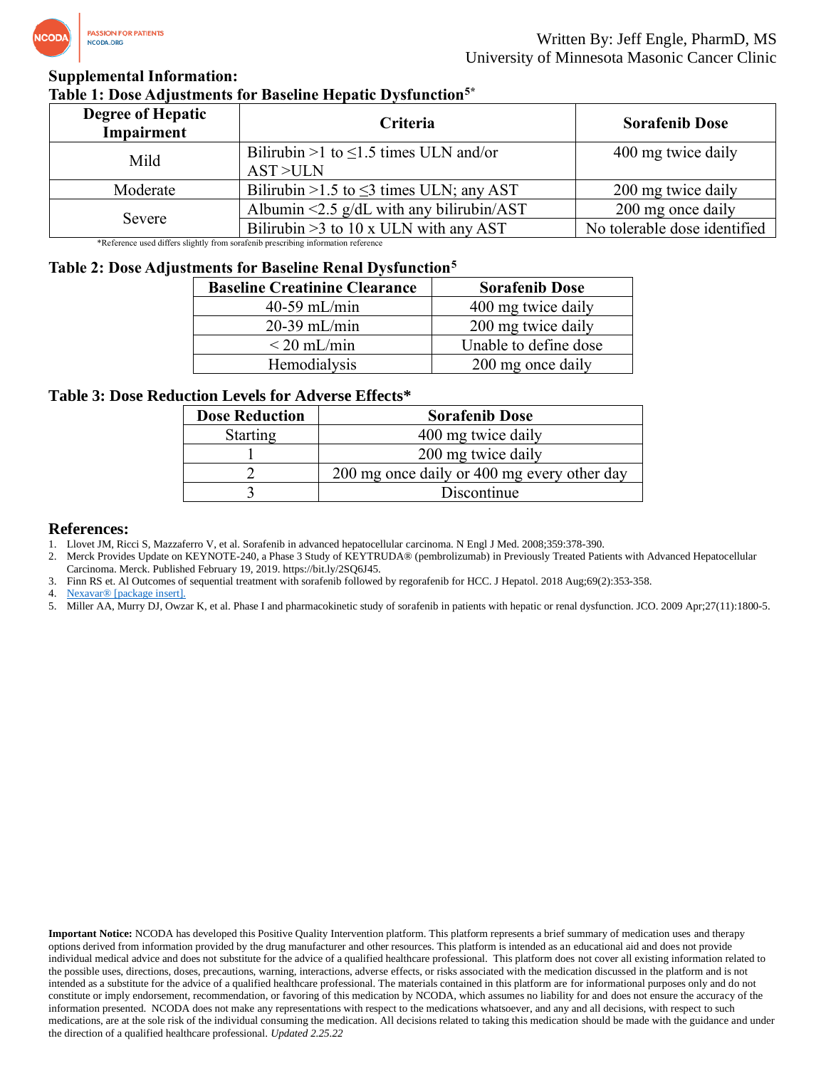## Supplemental Information:

### Table 1: Dose Adjustments for Baseline Hepatic Dysfunction[5*]

| Degree of Hepatic Impairment | Criteria | Sorafenib Dose |
|---|---|---|
| Mild | Bilirubin >1 to ≤1.5 times ULN and/or AST >ULN | 400 mg twice daily |
| Moderate | Bilirubin >1.5 to ≤3 times ULN; any AST | 200 mg twice daily |
| Severe | Albumin <2.5 g/dL with any bilirubin/AST | 200 mg once daily |
| | Bilirubin >3 to 10 x ULN with any AST | No tolerable dose identified |

*Reference used differs slightly from sorafenib prescribing information reference

### Table 2: Dose Adjustments for Baseline Renal Dysfunction[5]

| Baseline Creatinine Clearance | Sorafenib Dose |
|---|---|
| 40-59 mL/min | 400 mg twice daily |
| 20-39 mL/min | 200 mg twice daily |
| < 20 mL/min | Unable to define dose |
| Hemodialysis | 200 mg once daily |

### Table 3: Dose Reduction Levels for Adverse Effects*

| Dose Reduction | Sorafenib Dose |
|---|---|
| Starting | 400 mg twice daily |
| 1 | 200 mg twice daily |
| 2 | 200 mg once daily or 400 mg every other day |
| 3 | Discontinue |

## References:

1. Llovet JM, Ricci S, Mazzaferro V, et al. Sorafenib in advanced hepatocellular carcinoma. N Engl J Med. 2008;359:378-390.
2. Merck Provides Update on KEYNOTE-240, a Phase 3 Study of KEYTRUDA® (pembrolizumab) in Previously Treated Patients with Advanced Hepatocellular Carcinoma. Merck. Published February 19, 2019. https://bit.ly/2SQ6J45.
3. Finn RS et. Al Outcomes of sequential treatment with sorafenib followed by regorafenib for HCC. J Hepatol. 2018 Aug;69(2):353-358.
4. Nexavar® [package insert].
5. Miller AA, Murry DJ, Owzar K, et al. Phase I and pharmacokinetic study of sorafenib in patients with hepatic or renal dysfunction. JCO. 2009 Apr;27(11):1800-5.

**Important Notice:** NCODA has developed this Positive Quality Intervention platform. This platform represents a brief summary of medication uses and therapy options derived from information provided by the drug manufacturer and other resources. This platform is intended as an educational aid and does not provide individual medical advice and does not substitute for the advice of a qualified healthcare professional. This platform does not cover all existing information related to the possible uses, directions, doses, precautions, warning, interactions, adverse effects, or risks associated with the medication discussed in the platform and is not intended as a substitute for the advice of a qualified healthcare professional. The materials contained in this platform are for informational purposes only and do not constitute or imply endorsement, recommendation, or favoring of this medication by NCODA, which assumes no liability for and does not ensure the accuracy of the information presented. NCODA does not make any representations with respect to the medications whatsoever, and any and all decisions, with respect to such medications, are at the sole risk of the individual consuming the medication. All decisions related to taking this medication should be made with the guidance and under the direction of a qualified healthcare professional. *Updated 2.25.22*